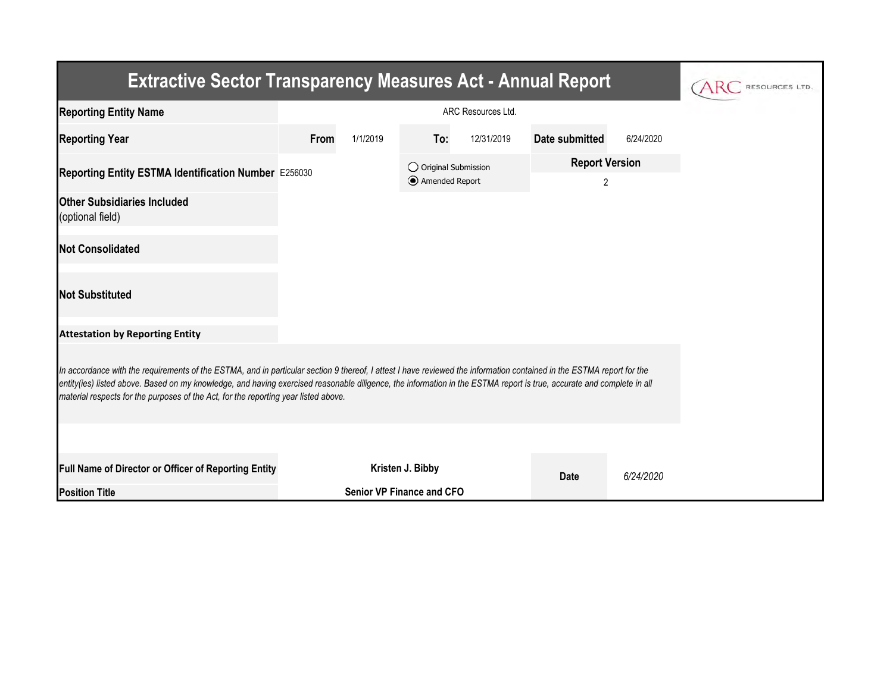# Extractive Sector Transparency Measures Act - Annual Report

ARC RESOURCES LTD.

| | | | | | | |
|---|---|---|---|---|---|---|
| **Reporting Entity Name** | ARC Resources Ltd. | | | | | |
| **Reporting Year** | **From** | 1/1/2019 | **To:** | 12/31/2019 | **Date submitted** | 6/24/2020 |
| **Reporting Entity ESTMA Identification Number** | E256030 | | ◯ Original Submission<br>◉ Amended Report | | **Report Version** | 2 |
| **Other Subsidiaries Included** (optional field) | | | | | | |
| **Not Consolidated** | | | | | | |
| **Not Substituted** | | | | | | |

**Attestation by Reporting Entity**

*In accordance with the requirements of the ESTMA, and in particular section 9 thereof, I attest I have reviewed the information contained in the ESTMA report for the entity(ies) listed above. Based on my knowledge, and having exercised reasonable diligence, the information in the ESTMA report is true, accurate and complete in all material respects for the purposes of the Act, for the reporting year listed above.*

| | | | |
|---|---|---|---|
| **Full Name of Director or Officer of Reporting Entity** | **Kristen J. Bibby** | **Date** | *6/24/2020* |
| **Position Title** | **Senior VP Finance and CFO** | | |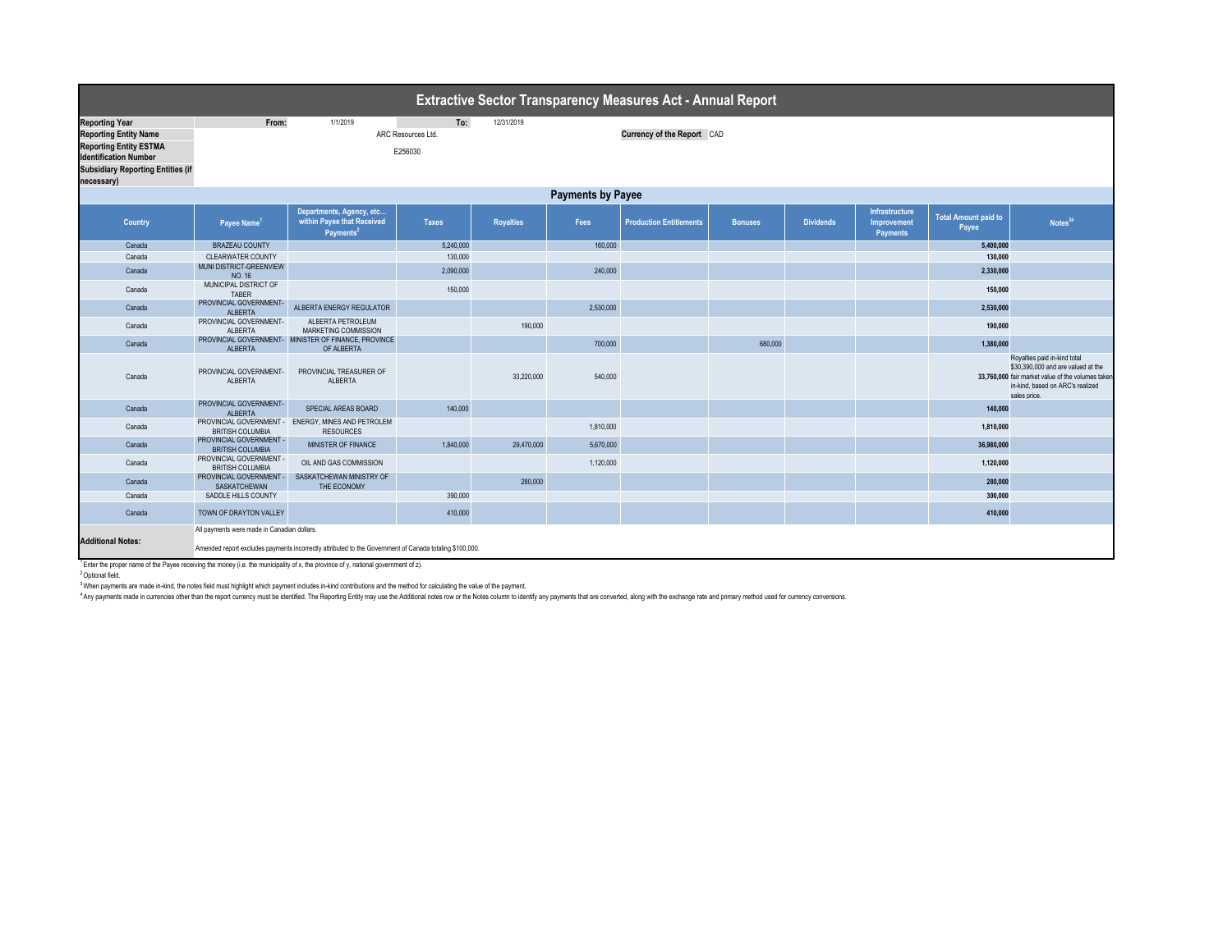# Extractive Sector Transparency Measures Act - Annual Report

| | | | | |
|---|---|---|---|---|
| **Reporting Year** | From: | 1/1/2019 | To: | 12/31/2019 |
| **Reporting Entity Name** | ARC Resources Ltd. | | **Currency of the Report** | CAD |
| **Reporting Entity ESTMA Identification Number** | E256030 | | | |
| **Subsidiary Reporting Entities (if necessary)** | | | | |

## Payments by Payee

| Country | Payee Name[1] | Departments, Agency, etc... within Payee that Received Payments[2] | Taxes | Royalties | Fees | Production Entitlements | Bonuses | Dividends | Infrastructure Improvement Payments | Total Amount paid to Payee | Notes[34] |
|---|---|---|---|---|---|---|---|---|---|---|---|
| Canada | BRAZEAU COUNTY | | 5,240,000 | | 160,000 | | | | | 5,400,000 | |
| Canada | CLEARWATER COUNTY | | 130,000 | | | | | | | 130,000 | |
| Canada | MUNI DISTRICT-GREENVIEW NO. 16 | | 2,090,000 | | 240,000 | | | | | 2,330,000 | |
| Canada | MUNICIPAL DISTRICT OF TABER | | 150,000 | | | | | | | 150,000 | |
| Canada | PROVINCIAL GOVERNMENT-ALBERTA | ALBERTA ENERGY REGULATOR | | | 2,530,000 | | | | | 2,530,000 | |
| Canada | PROVINCIAL GOVERNMENT-ALBERTA | ALBERTA PETROLEUM MARKETING COMMISSION | | 190,000 | | | | | | 190,000 | |
| Canada | PROVINCIAL GOVERNMENT-ALBERTA | MINISTER OF FINANCE, PROVINCE OF ALBERTA | | | 700,000 | | 680,000 | | | 1,380,000 | |
| Canada | PROVINCIAL GOVERNMENT-ALBERTA | PROVINCIAL TREASURER OF ALBERTA | | 33,220,000 | 540,000 | | | | | 33,760,000 | Royalties paid in-kind total $30,390,000 and are valued at the fair market value of the volumes taken in-kind, based on ARC's realized sales price. |
| Canada | PROVINCIAL GOVERNMENT-ALBERTA | SPECIAL AREAS BOARD | 140,000 | | | | | | | 140,000 | |
| Canada | PROVINCIAL GOVERNMENT - BRITISH COLUMBIA | ENERGY, MINES AND PETROLEM RESOURCES | | | 1,810,000 | | | | | 1,810,000 | |
| Canada | PROVINCIAL GOVERNMENT - BRITISH COLUMBIA | MINISTER OF FINANCE | 1,840,000 | 29,470,000 | 5,670,000 | | | | | 36,980,000 | |
| Canada | PROVINCIAL GOVERNMENT - BRITISH COLUMBIA | OIL AND GAS COMMISSION | | | 1,120,000 | | | | | 1,120,000 | |
| Canada | PROVINCIAL GOVERNMENT - SASKATCHEWAN | SASKATCHEWAN MINISTRY OF THE ECONOMY | | 280,000 | | | | | | 280,000 | |
| Canada | SADDLE HILLS COUNTY | | 390,000 | | | | | | | 390,000 | |
| Canada | TOWN OF DRAYTON VALLEY | | 410,000 | | | | | | | 410,000 | |

**Additional Notes:**

All payments were made in Canadian dollars.

Amended report excludes payments incorrectly attributed to the Government of Canada totaling $100,000.

[1] Enter the proper name of the Payee receiving the money (i.e. the municipality of x, the province of y, national government of z).

[2] Optional field.

[3] When payments are made in-kind, the notes field must highlight which payment includes in-kind contributions and the method for calculating the value of the payment.

[4] Any payments made in currencies other than the report currency must be identified. The Reporting Entity may use the Additional notes row or the Notes column to identify any payments that are converted, along with the exchange rate and primary method used for currency conversions.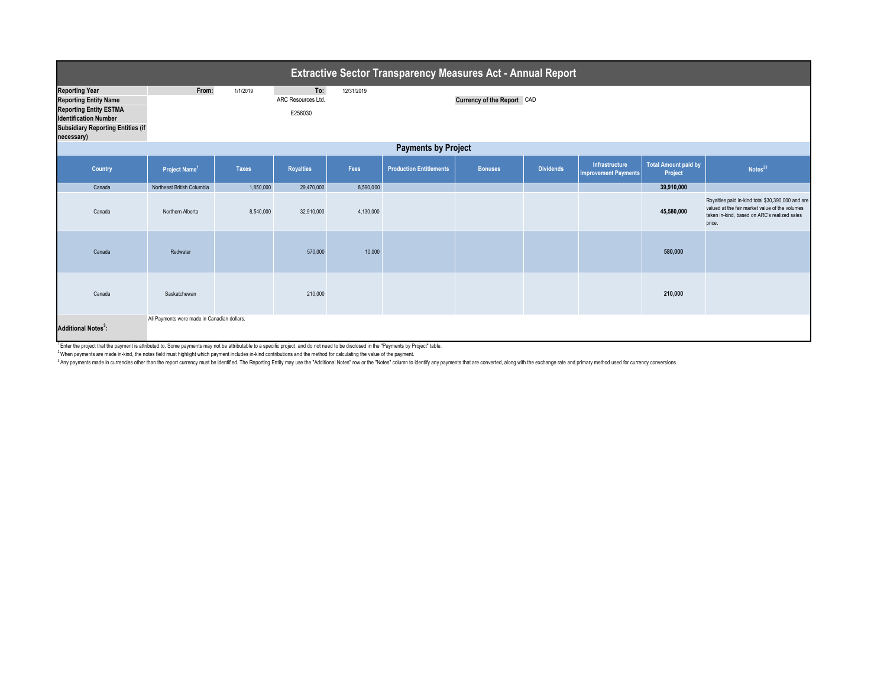# Extractive Sector Transparency Measures Act - Annual Report

| | | | | | |
|---|---|---|---|---|---|
| **Reporting Year** | **From:** | 1/1/2019 | **To:** | 12/31/2019 | |
| **Reporting Entity Name** | | | ARC Resources Ltd. | | **Currency of the Report** CAD |
| **Reporting Entity ESTMA Identification Number** | | | E256030 | | |
| **Subsidiary Reporting Entities (if necessary)** | | | | | |

## Payments by Project

| Country | Project Name[1] | Taxes | Royalties | Fees | Production Entitlements | Bonuses | Dividends | Infrastructure Improvement Payments | Total Amount paid by Project | Notes[23] |
|---|---|---|---|---|---|---|---|---|---|---|
| Canada | Northeast British Columbia | 1,850,000 | 29,470,000 | 8,590,000 | | | | | **39,910,000** | |
| Canada | Northern Alberta | 8,540,000 | 32,910,000 | 4,130,000 | | | | | **45,580,000** | Royalties paid in-kind total $30,390,000 and are valued at the fair market value of the volumes taken in-kind, based on ARC's realized sales price. |
| Canada | Redwater | | 570,000 | 10,000 | | | | | **580,000** | |
| Canada | Saskatchewan | | 210,000 | | | | | | **210,000** | |

**Additional Notes[3]:** All Payments were made in Canadian dollars.

[1] Enter the project that the payment is attributed to. Some payments may not be attributable to a specific project, and do not need to be disclosed in the "Payments by Project" table.

[2] When payments are made in-kind, the notes field must highlight which payment includes in-kind contributions and the method for calculating the value of the payment.

[3] Any payments made in currencies other than the report currency must be identified. The Reporting Entity may use the "Additional Notes" row or the "Notes" column to identify any payments that are converted, along with the exchange rate and primary method used for currency conversions.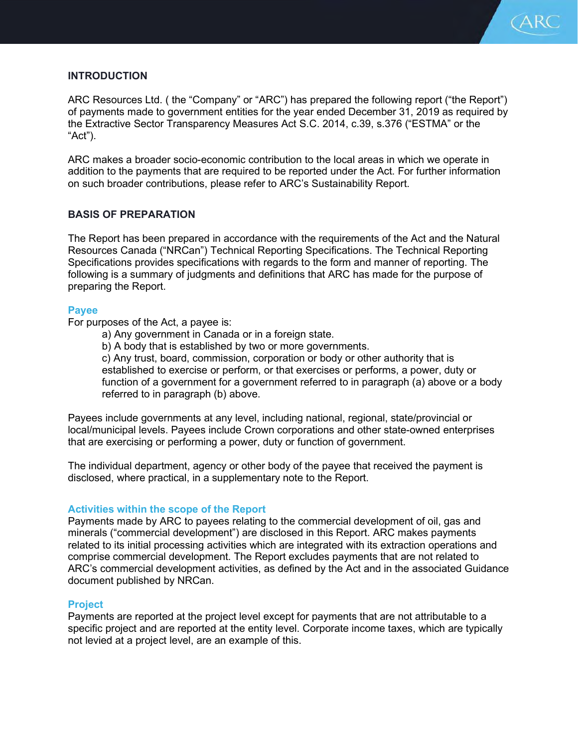## INTRODUCTION

ARC Resources Ltd. ( the "Company" or "ARC") has prepared the following report ("the Report") of payments made to government entities for the year ended December 31, 2019 as required by the Extractive Sector Transparency Measures Act S.C. 2014, c.39, s.376 ("ESTMA" or the "Act").

ARC makes a broader socio-economic contribution to the local areas in which we operate in addition to the payments that are required to be reported under the Act. For further information on such broader contributions, please refer to ARC's Sustainability Report.

## BASIS OF PREPARATION

The Report has been prepared in accordance with the requirements of the Act and the Natural Resources Canada ("NRCan") Technical Reporting Specifications. The Technical Reporting Specifications provides specifications with regards to the form and manner of reporting. The following is a summary of judgments and definitions that ARC has made for the purpose of preparing the Report.

### Payee

For purposes of the Act, a payee is:

a) Any government in Canada or in a foreign state.
b) A body that is established by two or more governments.
c) Any trust, board, commission, corporation or body or other authority that is established to exercise or perform, or that exercises or performs, a power, duty or function of a government for a government referred to in paragraph (a) above or a body referred to in paragraph (b) above.

Payees include governments at any level, including national, regional, state/provincial or local/municipal levels. Payees include Crown corporations and other state-owned enterprises that are exercising or performing a power, duty or function of government.

The individual department, agency or other body of the payee that received the payment is disclosed, where practical, in a supplementary note to the Report.

### Activities within the scope of the Report

Payments made by ARC to payees relating to the commercial development of oil, gas and minerals ("commercial development") are disclosed in this Report. ARC makes payments related to its initial processing activities which are integrated with its extraction operations and comprise commercial development. The Report excludes payments that are not related to ARC's commercial development activities, as defined by the Act and in the associated Guidance document published by NRCan.

### Project

Payments are reported at the project level except for payments that are not attributable to a specific project and are reported at the entity level. Corporate income taxes, which are typically not levied at a project level, are an example of this.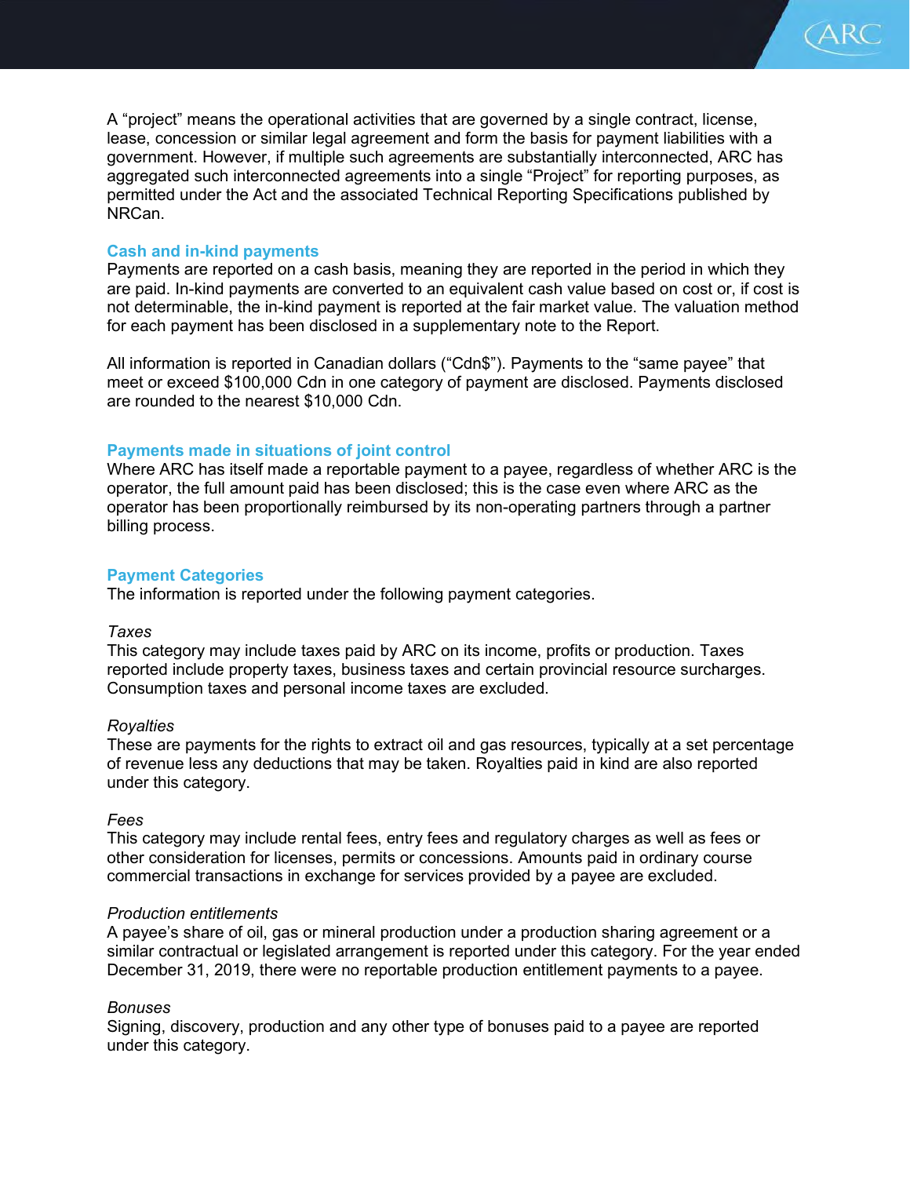A "project" means the operational activities that are governed by a single contract, license, lease, concession or similar legal agreement and form the basis for payment liabilities with a government. However, if multiple such agreements are substantially interconnected, ARC has aggregated such interconnected agreements into a single "Project" for reporting purposes, as permitted under the Act and the associated Technical Reporting Specifications published by NRCan.

## Cash and in-kind payments

Payments are reported on a cash basis, meaning they are reported in the period in which they are paid. In-kind payments are converted to an equivalent cash value based on cost or, if cost is not determinable, the in-kind payment is reported at the fair market value. The valuation method for each payment has been disclosed in a supplementary note to the Report.

All information is reported in Canadian dollars ("Cdn$"). Payments to the "same payee" that meet or exceed $100,000 Cdn in one category of payment are disclosed. Payments disclosed are rounded to the nearest $10,000 Cdn.

## Payments made in situations of joint control

Where ARC has itself made a reportable payment to a payee, regardless of whether ARC is the operator, the full amount paid has been disclosed; this is the case even where ARC as the operator has been proportionally reimbursed by its non-operating partners through a partner billing process.

## Payment Categories

The information is reported under the following payment categories.

*Taxes*

This category may include taxes paid by ARC on its income, profits or production. Taxes reported include property taxes, business taxes and certain provincial resource surcharges. Consumption taxes and personal income taxes are excluded.

*Royalties*

These are payments for the rights to extract oil and gas resources, typically at a set percentage of revenue less any deductions that may be taken. Royalties paid in kind are also reported under this category.

*Fees*

This category may include rental fees, entry fees and regulatory charges as well as fees or other consideration for licenses, permits or concessions. Amounts paid in ordinary course commercial transactions in exchange for services provided by a payee are excluded.

*Production entitlements*

A payee's share of oil, gas or mineral production under a production sharing agreement or a similar contractual or legislated arrangement is reported under this category. For the year ended December 31, 2019, there were no reportable production entitlement payments to a payee.

*Bonuses*

Signing, discovery, production and any other type of bonuses paid to a payee are reported under this category.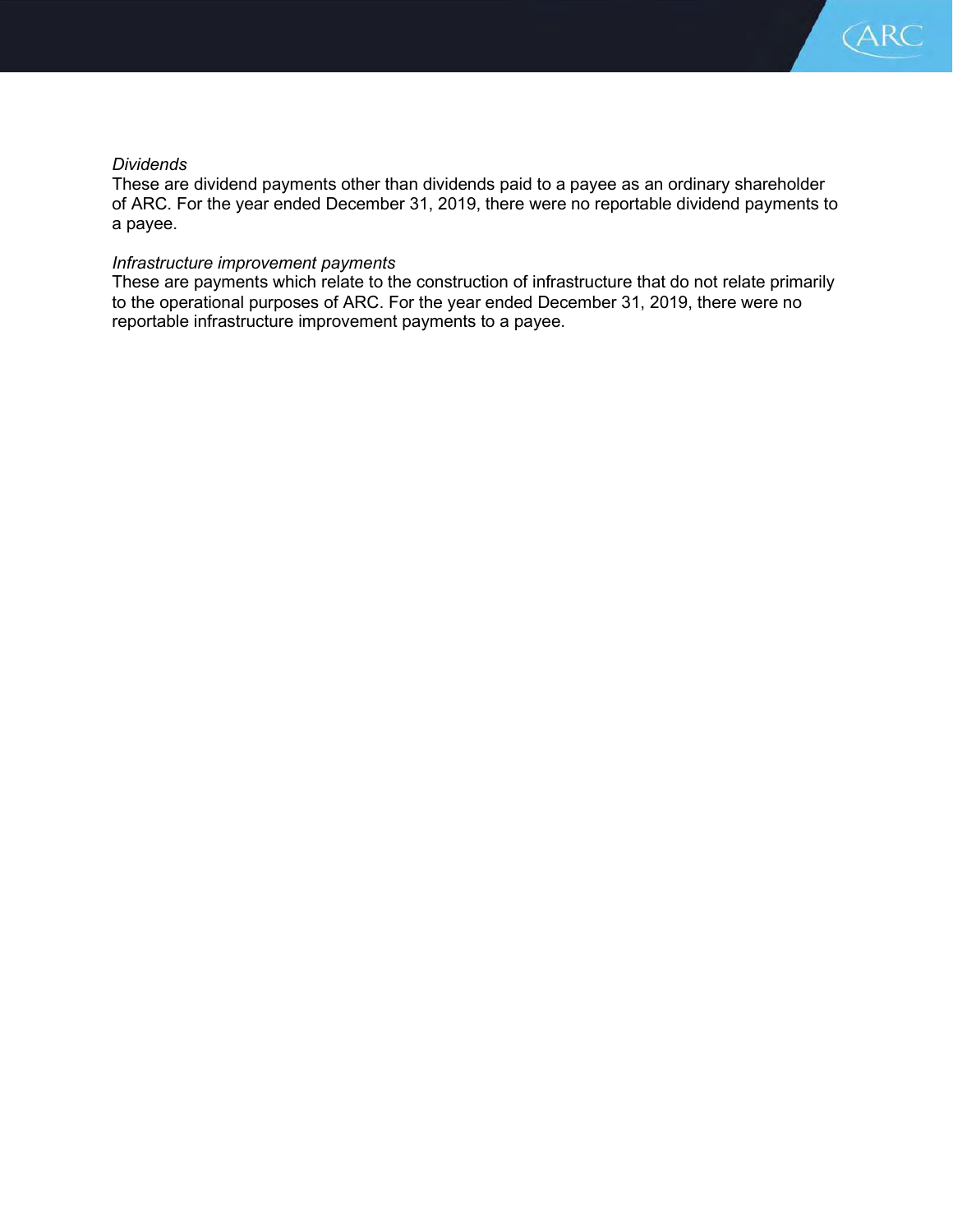*Dividends*

These are dividend payments other than dividends paid to a payee as an ordinary shareholder of ARC. For the year ended December 31, 2019, there were no reportable dividend payments to a payee.

*Infrastructure improvement payments*

These are payments which relate to the construction of infrastructure that do not relate primarily to the operational purposes of ARC. For the year ended December 31, 2019, there were no reportable infrastructure improvement payments to a payee.